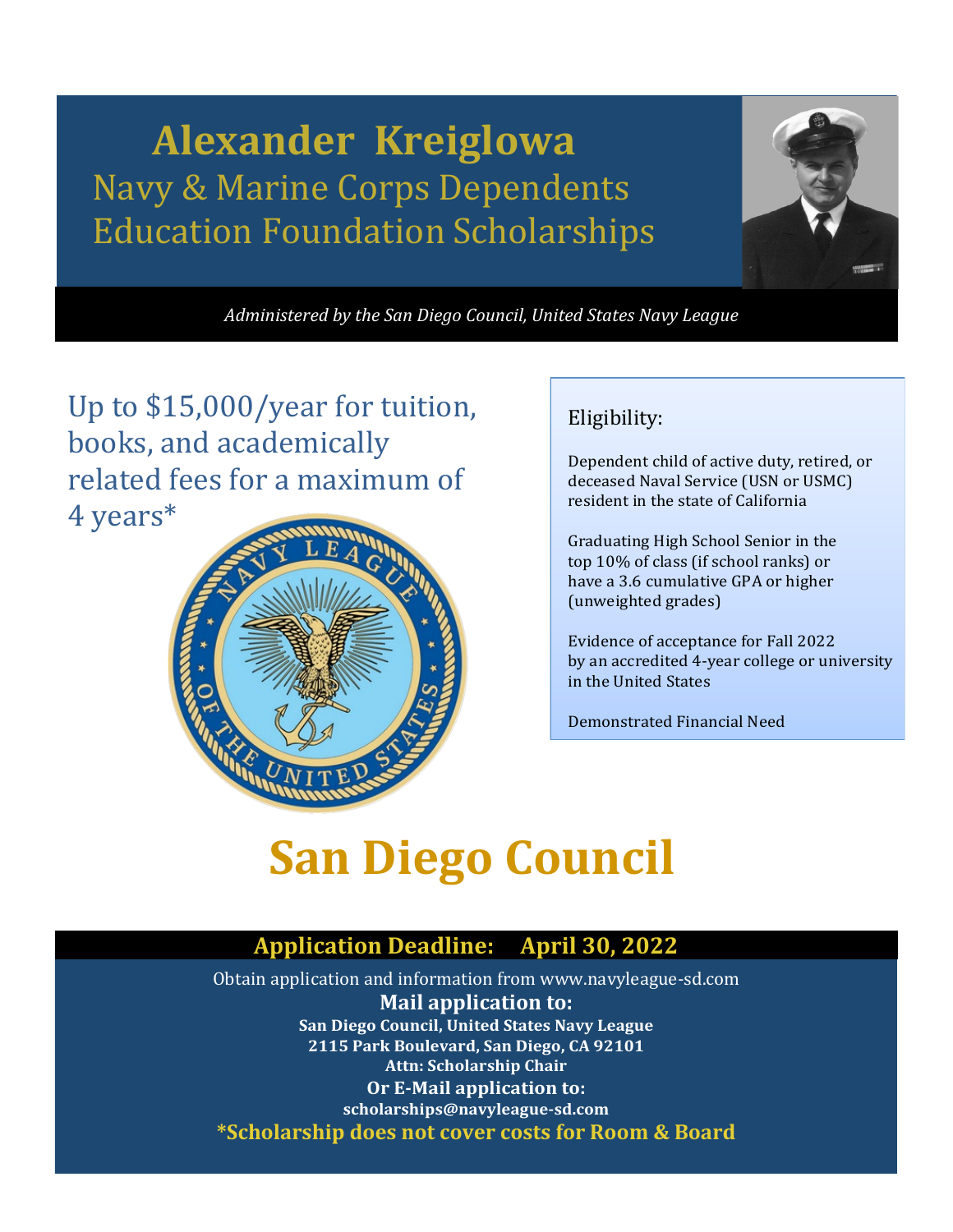# Alexander Kreiglowa

## Navy & Marine Corps Dependents Education Foundation Scholarships

*Administered by the San Diego Council, United States Navy League*

Up to $15,000/year for tuition, books, and academically related fees for a maximum of 4 years*

### Eligibility:

Dependent child of active duty, retired, or deceased Naval Service (USN or USMC) resident in the state of California

Graduating High School Senior in the top 10% of class (if school ranks) or have a 3.6 cumulative GPA or higher (unweighted grades)

Evidence of acceptance for Fall 2022 by an accredited 4-year college or university in the United States

Demonstrated Financial Need

# San Diego Council

**Application Deadline: April 30, 2022**

Obtain application and information from www.navyleague-sd.com

**Mail application to:**

**San Diego Council, United States Navy League**
**2115 Park Boulevard, San Diego, CA 92101**
**Attn: Scholarship Chair**

**Or E-Mail application to:**

**scholarships@navyleague-sd.com**

***Scholarship does not cover costs for Room & Board**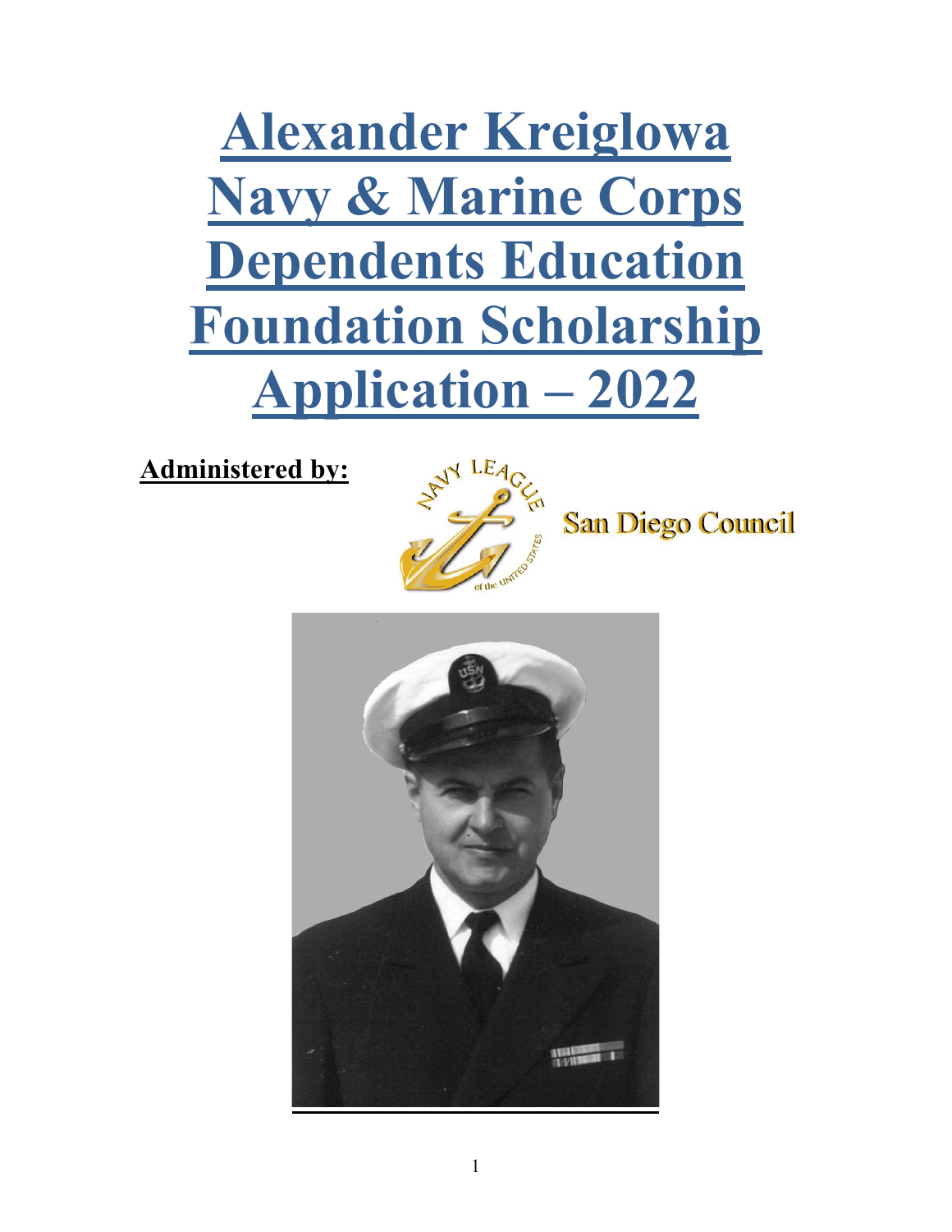# Alexander Kreiglowa Navy & Marine Corps Dependents Education Foundation Scholarship Application – 2022

**Administered by:**

San Diego Council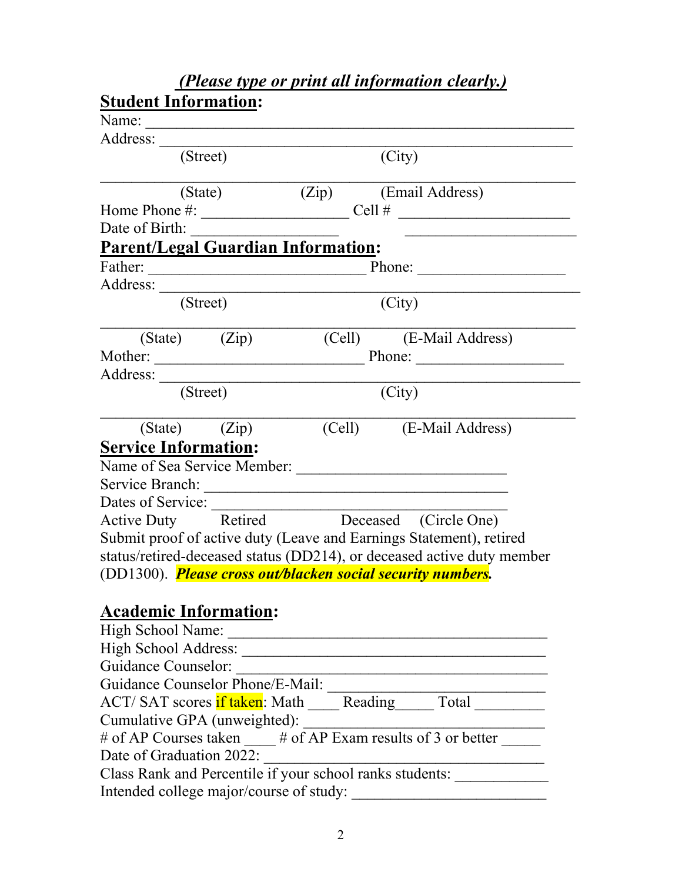***(Please type or print all information clearly.)***

**Student Information:**

Name: ____________________________________________________

Address: __________________________________________________

(Street) (City)

___________________________________________________________

(State) (Zip) (Email Address)

Home Phone #: __________________ Cell # ______________________

Date of Birth: __________________ ______________________

**Parent/Legal Guardian Information:**

Father: ____________________________ Phone: __________________

Address: ___________________________________________________

(Street) (City)

___________________________________________________________

(State) (Zip) (Cell) (E-Mail Address)

Mother: ___________________________ Phone: __________________

Address: ___________________________________________________

(Street) (City)

___________________________________________________________

(State) (Zip) (Cell) (E-Mail Address)

**Service Information:**

Name of Sea Service Member: __________________________

Service Branch: ________________________________________

Dates of Service: _______________________________________

Active Duty Retired Deceased (Circle One)

Submit proof of active duty (Leave and Earnings Statement), retired status/retired-deceased status (DD214), or deceased active duty member (DD1300). ***Please cross out/blacken social security numbers.***

**Academic Information:**

High School Name: _________________________________________

High School Address: _______________________________________

Guidance Counselor: ________________________________________

Guidance Counselor Phone/E-Mail: ____________________________

ACT/ SAT scores if taken: Math ____ Reading_____ Total _________

Cumulative GPA (unweighted): ________________________________

# of AP Courses taken ____ # of AP Exam results of 3 or better _____

Date of Graduation 2022: ____________________________________

Class Rank and Percentile if your school ranks students: ____________

Intended college major/course of study: _________________________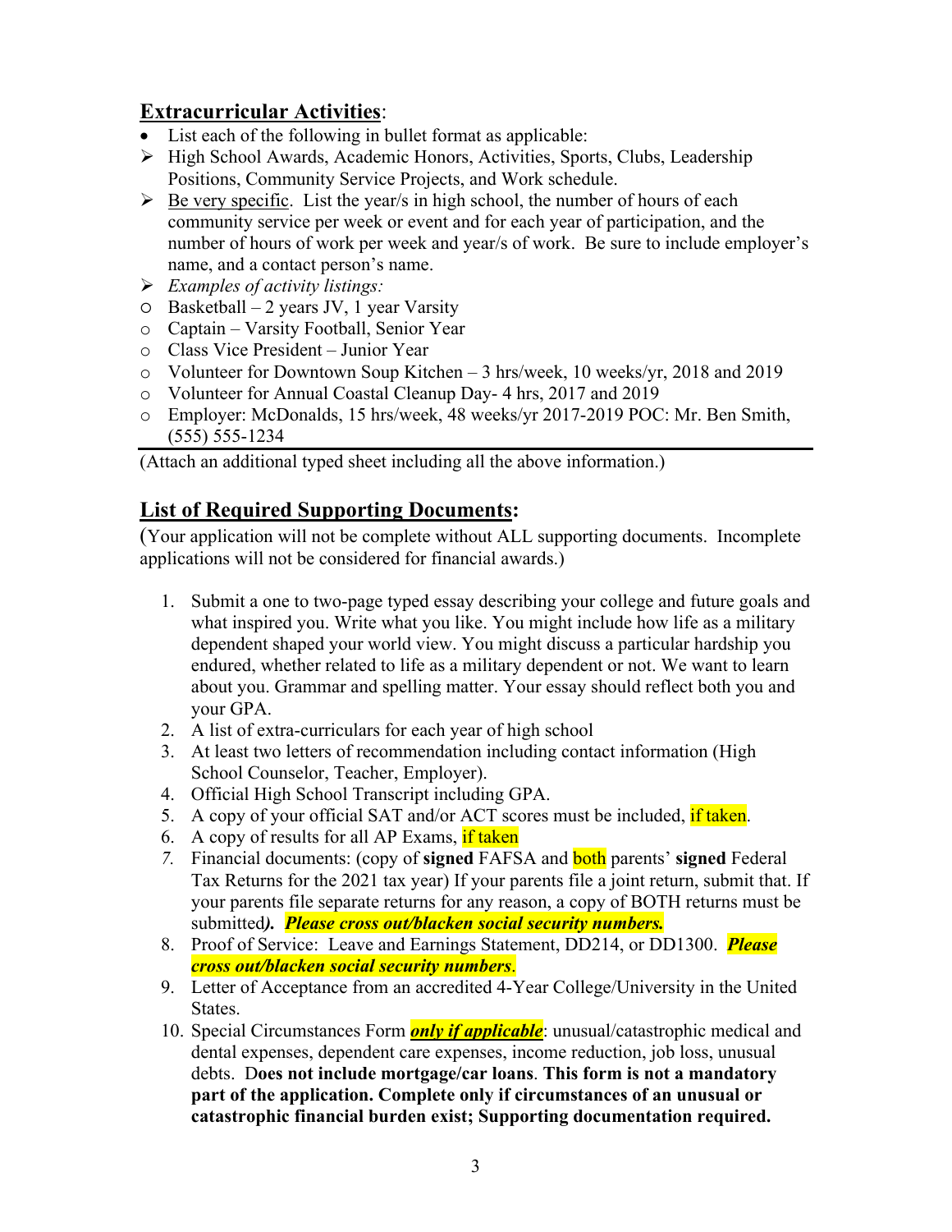## **Extracurricular Activities**:

- List each of the following in bullet format as applicable:
  - High School Awards, Academic Honors, Activities, Sports, Clubs, Leadership Positions, Community Service Projects, and Work schedule.
  - Be very specific. List the year/s in high school, the number of hours of each community service per week or event and for each year of participation, and the number of hours of work per week and year/s of work. Be sure to include employer's name, and a contact person's name.
  - *Examples of activity listings:*
    - Basketball – 2 years JV, 1 year Varsity
    - Captain – Varsity Football, Senior Year
    - Class Vice President – Junior Year
    - Volunteer for Downtown Soup Kitchen – 3 hrs/week, 10 weeks/yr, 2018 and 2019
    - Volunteer for Annual Coastal Cleanup Day- 4 hrs, 2017 and 2019
    - Employer: McDonalds, 15 hrs/week, 48 weeks/yr 2017-2019 POC: Mr. Ben Smith, (555) 555-1234

(Attach an additional typed sheet including all the above information.)

## **List of Required Supporting Documents:**

(Your application will not be complete without ALL supporting documents. Incomplete applications will not be considered for financial awards.)

1. Submit a one to two-page typed essay describing your college and future goals and what inspired you. Write what you like. You might include how life as a military dependent shaped your world view. You might discuss a particular hardship you endured, whether related to life as a military dependent or not. We want to learn about you. Grammar and spelling matter. Your essay should reflect both you and your GPA.
2. A list of extra-curriculars for each year of high school
3. At least two letters of recommendation including contact information (High School Counselor, Teacher, Employer).
4. Official High School Transcript including GPA.
5. A copy of your official SAT and/or ACT scores must be included, if taken.
6. A copy of results for all AP Exams, if taken
7. Financial documents: (copy of **signed** FAFSA and both parents' **signed** Federal Tax Returns for the 2021 tax year) If your parents file a joint return, submit that. If your parents file separate returns for any reason, a copy of BOTH returns must be submitted***).*** ***Please cross out/blacken social security numbers.***
8. Proof of Service: Leave and Earnings Statement, DD214, or DD1300. ***Please cross out/blacken social security numbers***.
9. Letter of Acceptance from an accredited 4-Year College/University in the United States.
10. Special Circumstances Form ***only if applicable***: unusual/catastrophic medical and dental expenses, dependent care expenses, income reduction, job loss, unusual debts. **Does not include mortgage/car loans**. **This form is not a mandatory part of the application. Complete only if circumstances of an unusual or catastrophic financial burden exist; Supporting documentation required.**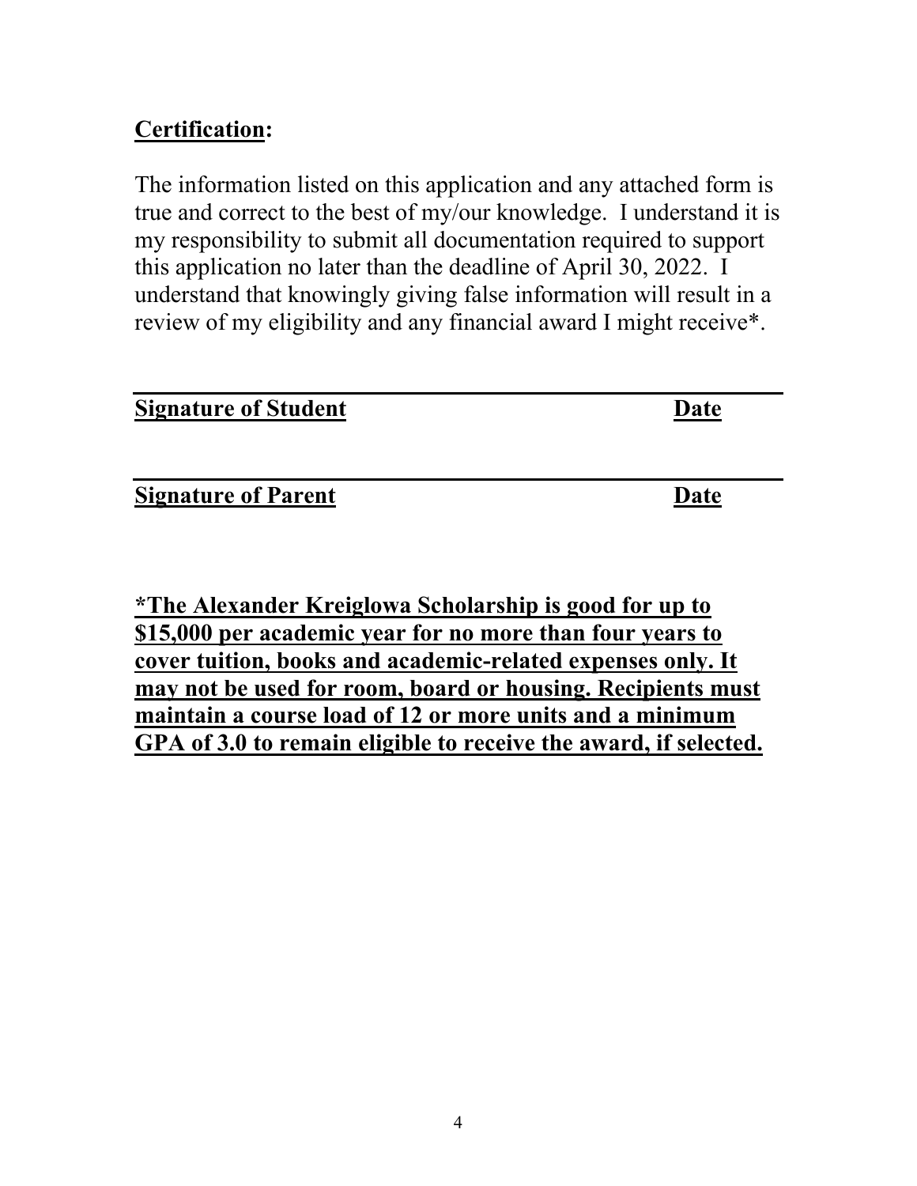**Certification:**

The information listed on this application and any attached form is true and correct to the best of my/our knowledge. I understand it is my responsibility to submit all documentation required to support this application no later than the deadline of April 30, 2022. I understand that knowingly giving false information will result in a review of my eligibility and any financial award I might receive*.

______________________________________________________________

**Signature of Student** **Date**

______________________________________________________________

**Signature of Parent** **Date**

**\*The Alexander Kreiglowa Scholarship is good for up to $15,000 per academic year for no more than four years to cover tuition, books and academic-related expenses only. It may not be used for room, board or housing. Recipients must maintain a course load of 12 or more units and a minimum GPA of 3.0 to remain eligible to receive the award, if selected.**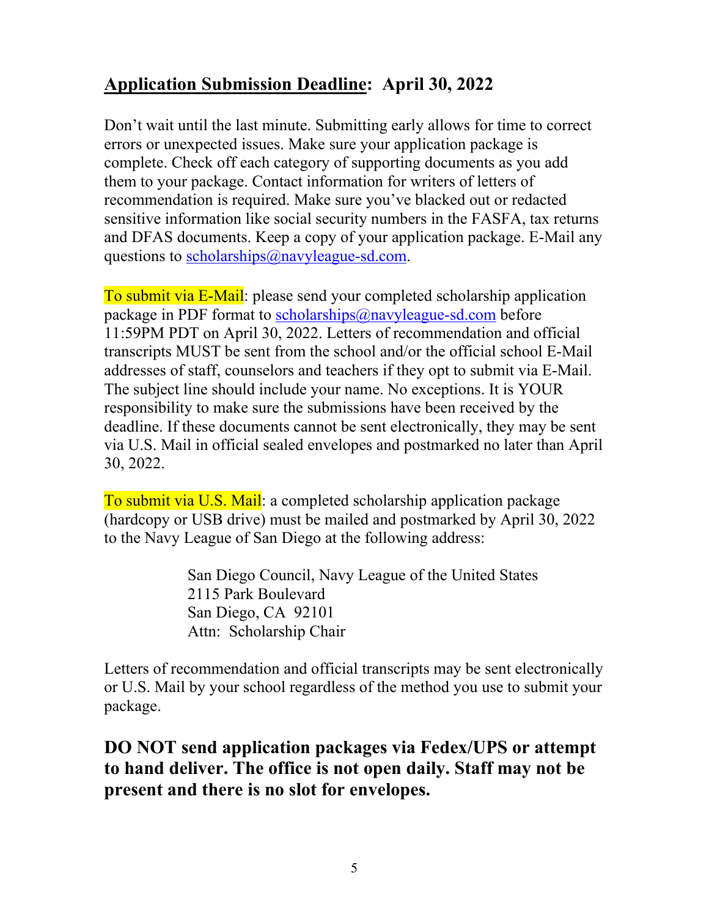## **Application Submission Deadline: April 30, 2022**

Don't wait until the last minute. Submitting early allows for time to correct errors or unexpected issues. Make sure your application package is complete. Check off each category of supporting documents as you add them to your package. Contact information for writers of letters of recommendation is required. Make sure you've blacked out or redacted sensitive information like social security numbers in the FASFA, tax returns and DFAS documents. Keep a copy of your application package. E-Mail any questions to scholarships@navyleague-sd.com.

To submit via E-Mail: please send your completed scholarship application package in PDF format to scholarships@navyleague-sd.com before 11:59PM PDT on April 30, 2022. Letters of recommendation and official transcripts MUST be sent from the school and/or the official school E-Mail addresses of staff, counselors and teachers if they opt to submit via E-Mail. The subject line should include your name. No exceptions. It is YOUR responsibility to make sure the submissions have been received by the deadline. If these documents cannot be sent electronically, they may be sent via U.S. Mail in official sealed envelopes and postmarked no later than April 30, 2022.

To submit via U.S. Mail: a completed scholarship application package (hardcopy or USB drive) must be mailed and postmarked by April 30, 2022 to the Navy League of San Diego at the following address:

> San Diego Council, Navy League of the United States
> 2115 Park Boulevard
> San Diego, CA 92101
> Attn: Scholarship Chair

Letters of recommendation and official transcripts may be sent electronically or U.S. Mail by your school regardless of the method you use to submit your package.

**DO NOT send application packages via Fedex/UPS or attempt to hand deliver. The office is not open daily. Staff may not be present and there is no slot for envelopes.**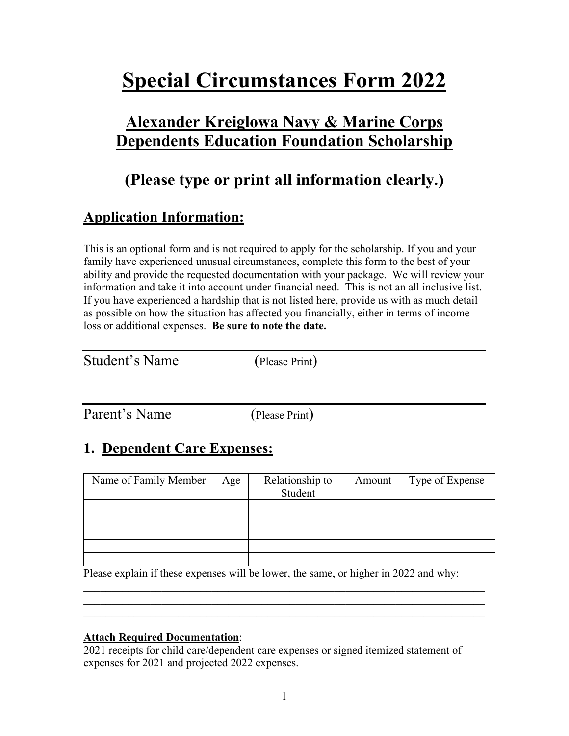# Special Circumstances Form 2022

## Alexander Kreiglowa Navy & Marine Corps Dependents Education Foundation Scholarship

## (Please type or print all information clearly.)

### Application Information:

This is an optional form and is not required to apply for the scholarship. If you and your family have experienced unusual circumstances, complete this form to the best of your ability and provide the requested documentation with your package. We will review your information and take it into account under financial need. This is not an all inclusive list. If you have experienced a hardship that is not listed here, provide us with as much detail as possible on how the situation has affected you financially, either in terms of income loss or additional expenses. **Be sure to note the date.**

Student's Name (Please Print) ____________________

Parent's Name (Please Print) ____________________

### 1. Dependent Care Expenses:

| Name of Family Member | Age | Relationship to Student | Amount | Type of Expense |
|---|---|---|---|---|
| | | | | |
| | | | | |
| | | | | |
| | | | | |
| | | | | |

Please explain if these expenses will be lower, the same, or higher in 2022 and why:

______________________________________________________________________

______________________________________________________________________

______________________________________________________________________

**Attach Required Documentation**:
2021 receipts for child care/dependent care expenses or signed itemized statement of expenses for 2021 and projected 2022 expenses.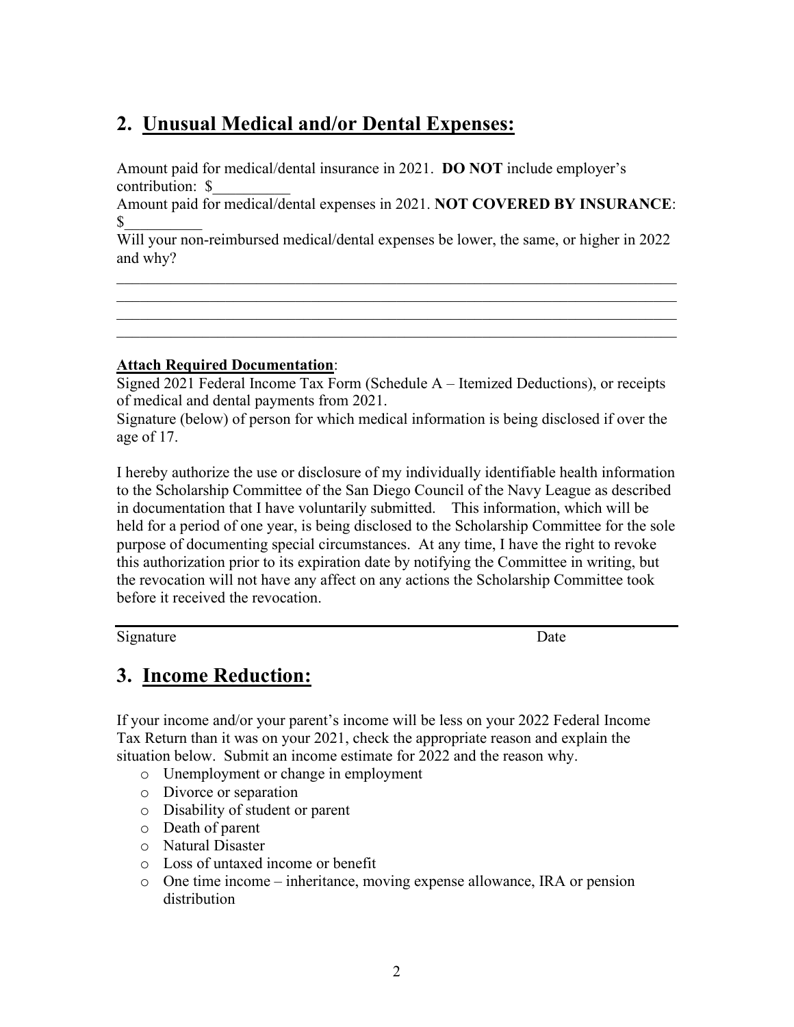## 2. Unusual Medical and/or Dental Expenses:

Amount paid for medical/dental insurance in 2021. **DO NOT** include employer's contribution: $__________

Amount paid for medical/dental expenses in 2021. **NOT COVERED BY INSURANCE**: $__________

Will your non-reimbursed medical/dental expenses be lower, the same, or higher in 2022 and why?

____________________________________________________________________________
____________________________________________________________________________
____________________________________________________________________________
____________________________________________________________________________

**Attach Required Documentation**:

Signed 2021 Federal Income Tax Form (Schedule A – Itemized Deductions), or receipts of medical and dental payments from 2021.

Signature (below) of person for which medical information is being disclosed if over the age of 17.

I hereby authorize the use or disclosure of my individually identifiable health information to the Scholarship Committee of the San Diego Council of the Navy League as described in documentation that I have voluntarily submitted. This information, which will be held for a period of one year, is being disclosed to the Scholarship Committee for the sole purpose of documenting special circumstances. At any time, I have the right to revoke this authorization prior to its expiration date by notifying the Committee in writing, but the revocation will not have any affect on any actions the Scholarship Committee took before it received the revocation.

____________________________________________________________________________

Signature Date

## 3. Income Reduction:

If your income and/or your parent's income will be less on your 2022 Federal Income Tax Return than it was on your 2021, check the appropriate reason and explain the situation below. Submit an income estimate for 2022 and the reason why.

- Unemployment or change in employment
- Divorce or separation
- Disability of student or parent
- Death of parent
- Natural Disaster
- Loss of untaxed income or benefit
- One time income – inheritance, moving expense allowance, IRA or pension distribution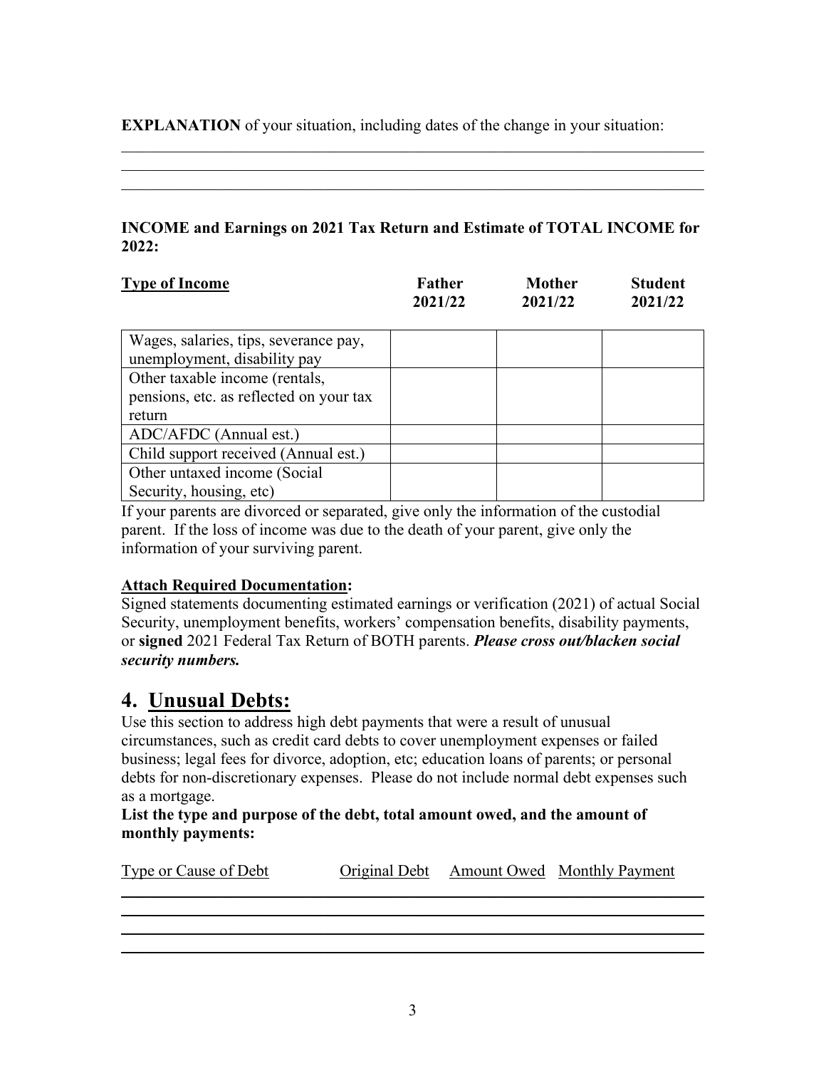**EXPLANATION** of your situation, including dates of the change in your situation:

______________________________________________________________________________
______________________________________________________________________________
______________________________________________________________________________

**INCOME and Earnings on 2021 Tax Return and Estimate of TOTAL INCOME for 2022:**

| Type of Income | Father 2021/22 | Mother 2021/22 | Student 2021/22 |
|---|---|---|---|
| Wages, salaries, tips, severance pay, unemployment, disability pay | | | |
| Other taxable income (rentals, pensions, etc. as reflected on your tax return | | | |
| ADC/AFDC (Annual est.) | | | |
| Child support received (Annual est.) | | | |
| Other untaxed income (Social Security, housing, etc) | | | |

If your parents are divorced or separated, give only the information of the custodial parent. If the loss of income was due to the death of your parent, give only the information of your surviving parent.

**Attach Required Documentation:**

Signed statements documenting estimated earnings or verification (2021) of actual Social Security, unemployment benefits, workers' compensation benefits, disability payments, or **signed** 2021 Federal Tax Return of BOTH parents. ***Please cross out/blacken social security numbers.***

## 4. Unusual Debts:

Use this section to address high debt payments that were a result of unusual circumstances, such as credit card debts to cover unemployment expenses or failed business; legal fees for divorce, adoption, etc; education loans of parents; or personal debts for non-discretionary expenses. Please do not include normal debt expenses such as a mortgage.

**List the type and purpose of the debt, total amount owed, and the amount of monthly payments:**

| Type or Cause of Debt | Original Debt | Amount Owed | Monthly Payment |
|---|---|---|---|
| | | | |
| | | | |
| | | | |
| | | | |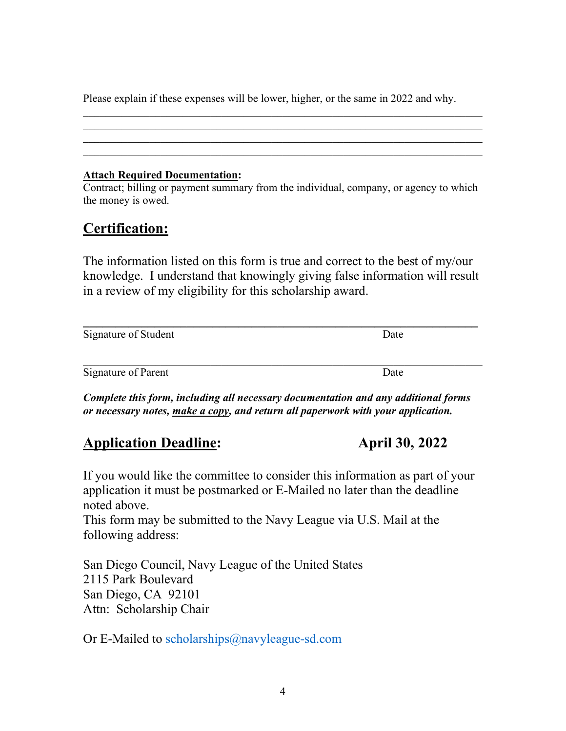Please explain if these expenses will be lower, higher, or the same in 2022 and why.

\_\_\_\_\_\_\_\_\_\_\_\_\_\_\_\_\_\_\_\_\_\_\_\_\_\_\_\_\_\_\_\_\_\_\_\_\_\_\_\_\_\_\_\_\_\_\_\_\_\_\_\_\_\_\_\_\_\_\_\_\_\_\_\_\_\_\_\_\_\_\_\_\_\_
\_\_\_\_\_\_\_\_\_\_\_\_\_\_\_\_\_\_\_\_\_\_\_\_\_\_\_\_\_\_\_\_\_\_\_\_\_\_\_\_\_\_\_\_\_\_\_\_\_\_\_\_\_\_\_\_\_\_\_\_\_\_\_\_\_\_\_\_\_\_\_\_\_\_
\_\_\_\_\_\_\_\_\_\_\_\_\_\_\_\_\_\_\_\_\_\_\_\_\_\_\_\_\_\_\_\_\_\_\_\_\_\_\_\_\_\_\_\_\_\_\_\_\_\_\_\_\_\_\_\_\_\_\_\_\_\_\_\_\_\_\_\_\_\_\_\_\_\_
\_\_\_\_\_\_\_\_\_\_\_\_\_\_\_\_\_\_\_\_\_\_\_\_\_\_\_\_\_\_\_\_\_\_\_\_\_\_\_\_\_\_\_\_\_\_\_\_\_\_\_\_\_\_\_\_\_\_\_\_\_\_\_\_\_\_\_\_\_\_\_\_\_\_

**Attach Required Documentation:**
Contract; billing or payment summary from the individual, company, or agency to which the money is owed.

## Certification:

The information listed on this form is true and correct to the best of my/our knowledge. I understand that knowingly giving false information will result in a review of my eligibility for this scholarship award.

\_\_\_\_\_\_\_\_\_\_\_\_\_\_\_\_\_\_\_\_\_\_\_\_\_\_\_\_\_\_\_\_\_\_\_\_\_\_\_\_\_\_\_\_\_\_\_\_\_\_\_\_\_\_\_\_\_\_\_\_\_\_\_\_\_\_\_\_\_\_\_\_\_\_
Signature of Student Date

\_\_\_\_\_\_\_\_\_\_\_\_\_\_\_\_\_\_\_\_\_\_\_\_\_\_\_\_\_\_\_\_\_\_\_\_\_\_\_\_\_\_\_\_\_\_\_\_\_\_\_\_\_\_\_\_\_\_\_\_\_\_\_\_\_\_\_\_\_\_\_\_\_\_
Signature of Parent Date

***Complete this form, including all necessary documentation and any additional forms or necessary notes, make a copy, and return all paperwork with your application.***

## Application Deadline: April 30, 2022

If you would like the committee to consider this information as part of your application it must be postmarked or E-Mailed no later than the deadline noted above.
This form may be submitted to the Navy League via U.S. Mail at the following address:

San Diego Council, Navy League of the United States
2115 Park Boulevard
San Diego, CA 92101
Attn: Scholarship Chair

Or E-Mailed to scholarships@navyleague-sd.com